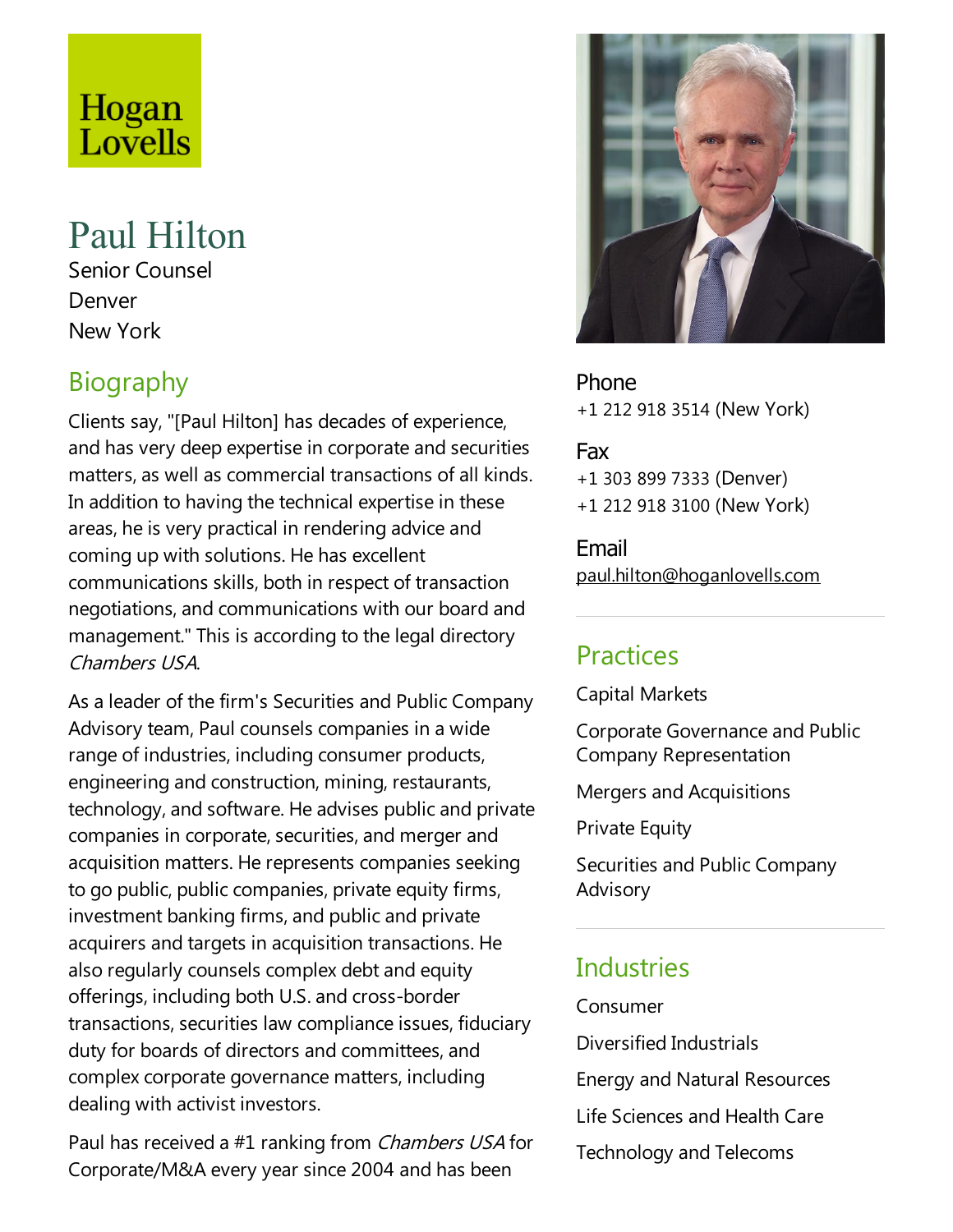Hogan Lovells

# Paul Hilton

Senior Counsel
Denver
New York

Phone
+1 212 918 3514 (New York)

Fax
+1 303 899 7333 (Denver)
+1 212 918 3100 (New York)

Email
paul.hilton@hoganlovells.com

## Biography

Clients say, "[Paul Hilton] has decades of experience, and has very deep expertise in corporate and securities matters, as well as commercial transactions of all kinds. In addition to having the technical expertise in these areas, he is very practical in rendering advice and coming up with solutions. He has excellent communications skills, both in respect of transaction negotiations, and communications with our board and management." This is according to the legal directory *Chambers USA*.

As a leader of the firm's Securities and Public Company Advisory team, Paul counsels companies in a wide range of industries, including consumer products, engineering and construction, mining, restaurants, technology, and software. He advises public and private companies in corporate, securities, and merger and acquisition matters. He represents companies seeking to go public, public companies, private equity firms, investment banking firms, and public and private acquirers and targets in acquisition transactions. He also regularly counsels complex debt and equity offerings, including both U.S. and cross-border transactions, securities law compliance issues, fiduciary duty for boards of directors and committees, and complex corporate governance matters, including dealing with activist investors.

Paul has received a #1 ranking from *Chambers USA* for Corporate/M&A every year since 2004 and has been

## Practices

Capital Markets

Corporate Governance and Public Company Representation

Mergers and Acquisitions

Private Equity

Securities and Public Company Advisory

## Industries

Consumer

Diversified Industrials

Energy and Natural Resources

Life Sciences and Health Care

Technology and Telecoms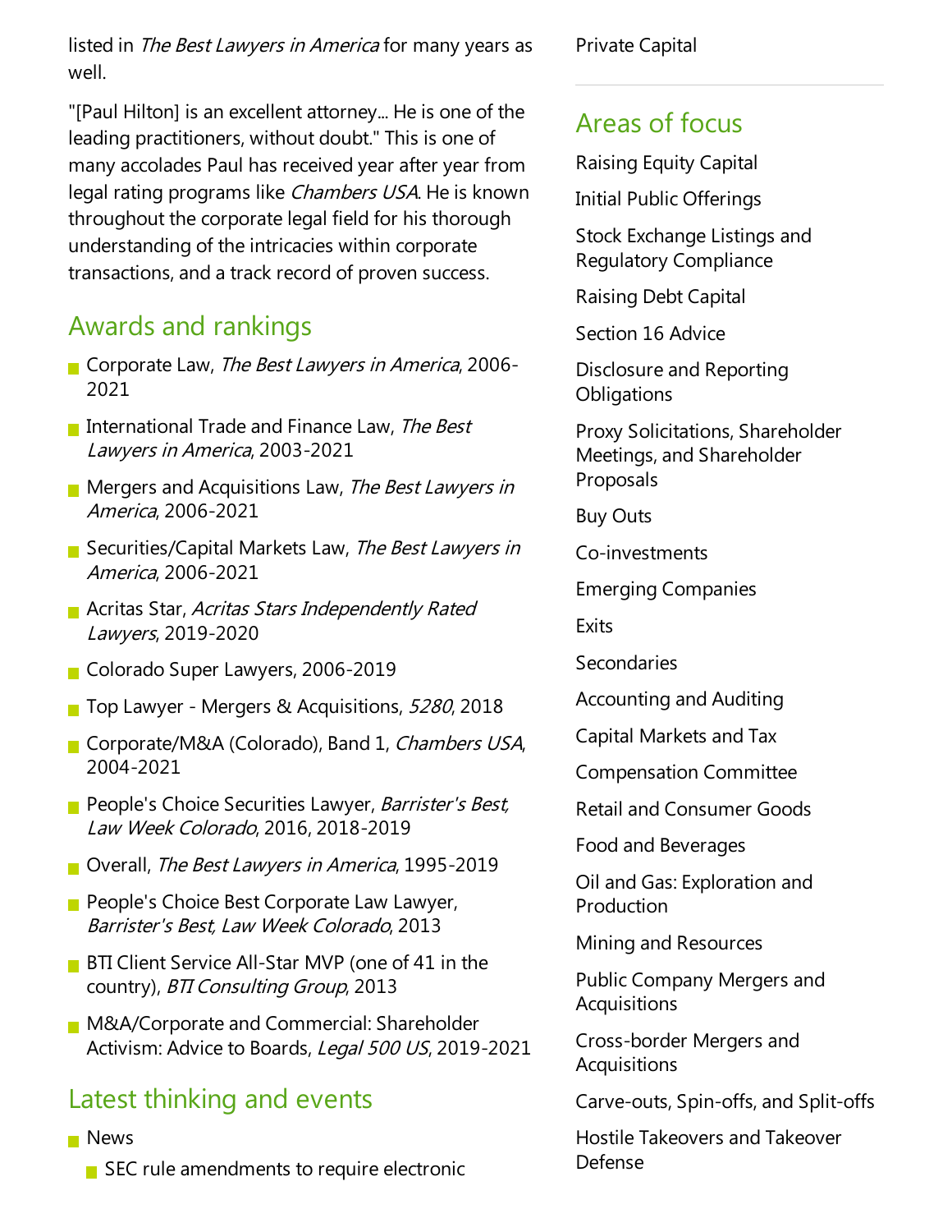listed in *The Best Lawyers in America* for many years as well.

"[Paul Hilton] is an excellent attorney... He is one of the leading practitioners, without doubt." This is one of many accolades Paul has received year after year from legal rating programs like *Chambers USA*. He is known throughout the corporate legal field for his thorough understanding of the intricacies within corporate transactions, and a track record of proven success.

## Awards and rankings

- Corporate Law, *The Best Lawyers in America*, 2006-2021
- International Trade and Finance Law, *The Best Lawyers in America*, 2003-2021
- Mergers and Acquisitions Law, *The Best Lawyers in America*, 2006-2021
- Securities/Capital Markets Law, *The Best Lawyers in America*, 2006-2021
- Acritas Star, *Acritas Stars Independently Rated Lawyers*, 2019-2020
- Colorado Super Lawyers, 2006-2019
- Top Lawyer - Mergers & Acquisitions, *5280*, 2018
- Corporate/M&A (Colorado), Band 1, *Chambers USA*, 2004-2021
- People's Choice Securities Lawyer, *Barrister's Best, Law Week Colorado*, 2016, 2018-2019
- Overall, *The Best Lawyers in America*, 1995-2019
- People's Choice Best Corporate Law Lawyer, *Barrister's Best, Law Week Colorado*, 2013
- BTI Client Service All-Star MVP (one of 41 in the country), *BTI Consulting Group*, 2013
- M&A/Corporate and Commercial: Shareholder Activism: Advice to Boards, *Legal 500 US*, 2019-2021

## Latest thinking and events

- News
  - SEC rule amendments to require electronic

Private Capital

## Areas of focus

Raising Equity Capital

Initial Public Offerings

Stock Exchange Listings and Regulatory Compliance

Raising Debt Capital

Section 16 Advice

Disclosure and Reporting Obligations

Proxy Solicitations, Shareholder Meetings, and Shareholder Proposals

Buy Outs

Co-investments

Emerging Companies

Exits

Secondaries

Accounting and Auditing

Capital Markets and Tax

Compensation Committee

Retail and Consumer Goods

Food and Beverages

Oil and Gas: Exploration and Production

Mining and Resources

Public Company Mergers and Acquisitions

Cross-border Mergers and Acquisitions

Carve-outs, Spin-offs, and Split-offs

Hostile Takeovers and Takeover Defense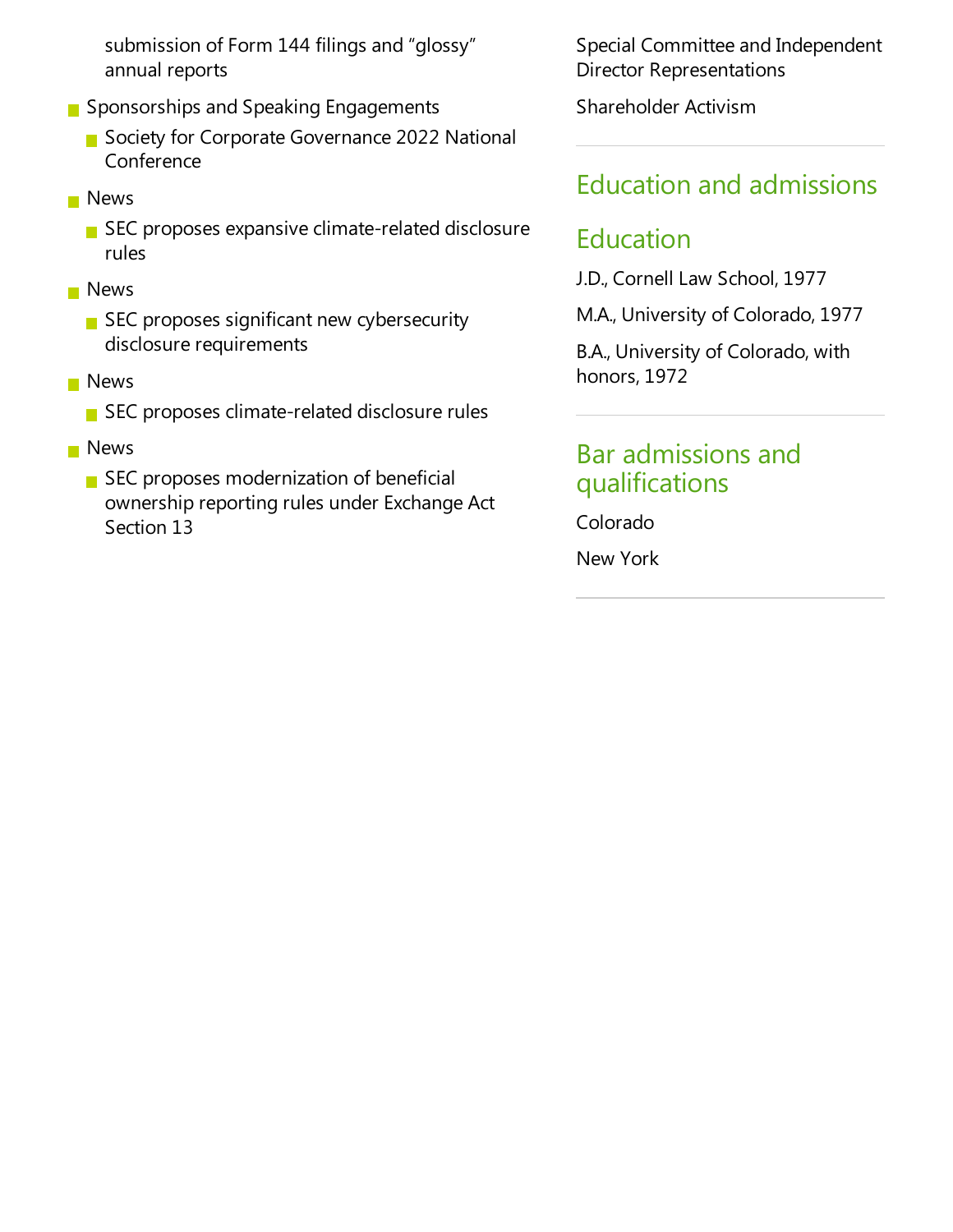- submission of Form 144 filings and "glossy" annual reports
- Sponsorships and Speaking Engagements
  - Society for Corporate Governance 2022 National Conference
- News
  - SEC proposes expansive climate-related disclosure rules
- News
  - SEC proposes significant new cybersecurity disclosure requirements
- News
  - SEC proposes climate-related disclosure rules
- News
  - SEC proposes modernization of beneficial ownership reporting rules under Exchange Act Section 13

Special Committee and Independent Director Representations

Shareholder Activism

## Education and admissions

## Education

J.D., Cornell Law School, 1977

M.A., University of Colorado, 1977

B.A., University of Colorado, with honors, 1972

## Bar admissions and qualifications

Colorado

New York